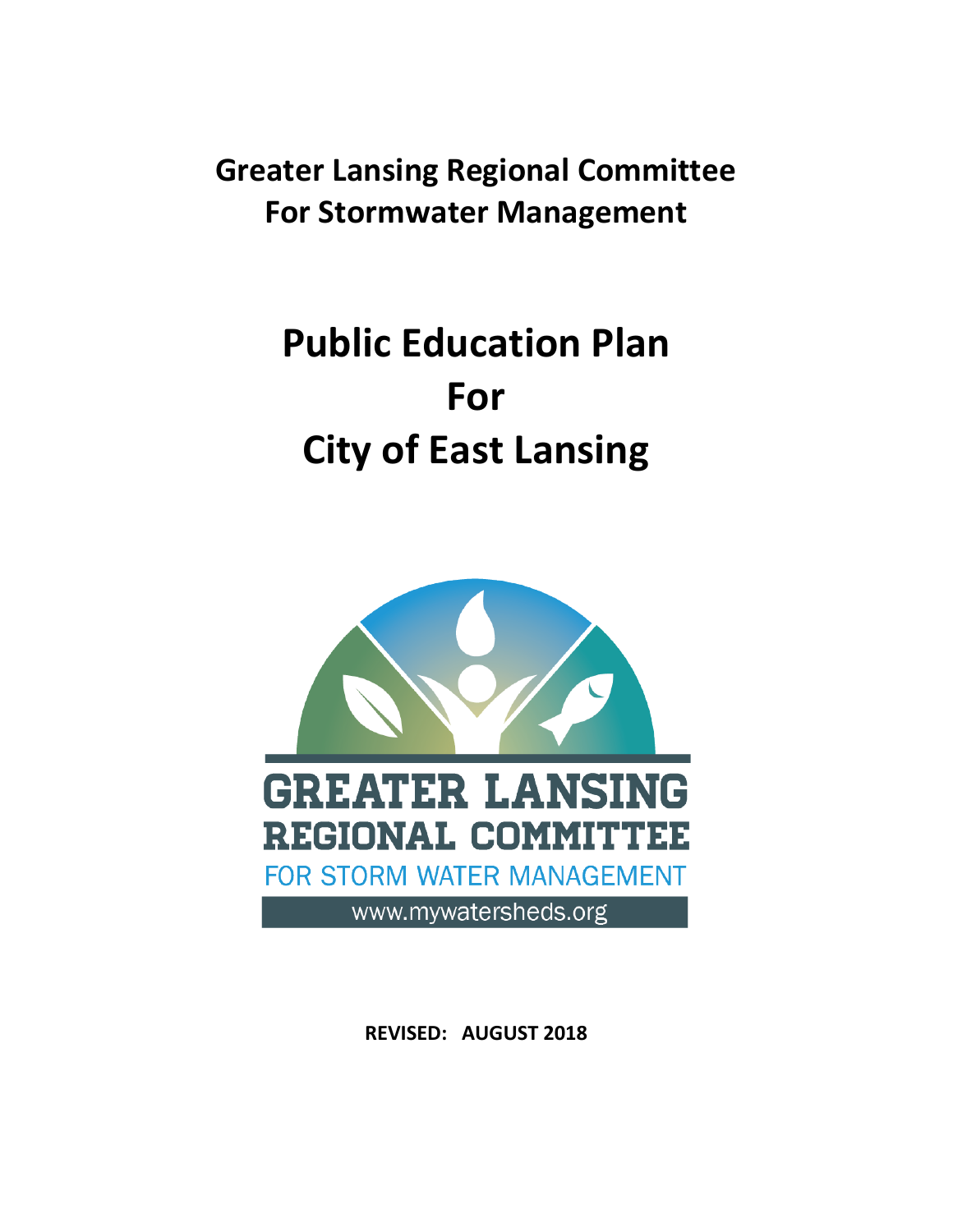**Greater Lansing Regional Committee For Stormwater Management**

# Public Education Plan For City of East Lansing

GREATER LANSING REGIONAL COMMITTEE

FOR STORM WATER MANAGEMENT

www.mywatersheds.org

**REVISED: AUGUST 2018**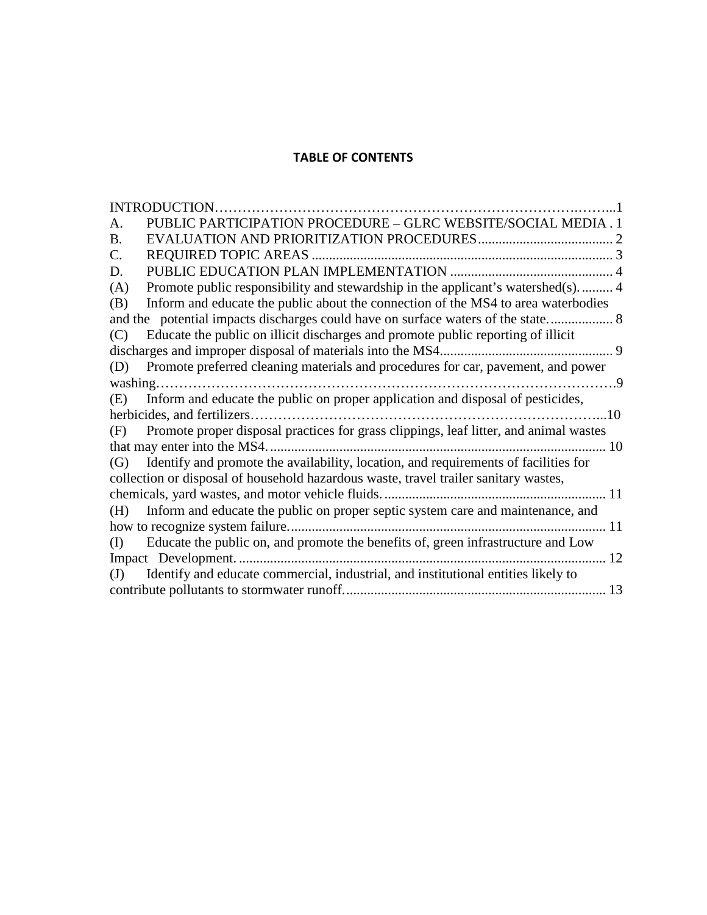**TABLE OF CONTENTS**

INTRODUCTION……………………………………………………………………….……...1

A. PUBLIC PARTICIPATION PROCEDURE – GLRC WEBSITE/SOCIAL MEDIA . 1

B. EVALUATION AND PRIORITIZATION PROCEDURES....................................... 2

C. REQUIRED TOPIC AREAS ...................................................................................... 3

D. PUBLIC EDUCATION PLAN IMPLEMENTATION .............................................. 4

(A) Promote public responsibility and stewardship in the applicant's watershed(s). ......... 4

(B) Inform and educate the public about the connection of the MS4 to area waterbodies and the potential impacts discharges could have on surface waters of the state. ................. 8

(C) Educate the public on illicit discharges and promote public reporting of illicit discharges and improper disposal of materials into the MS4................................................. 9

(D) Promote preferred cleaning materials and procedures for car, pavement, and power washing…………………………………………………………………………………….9

(E) Inform and educate the public on proper application and disposal of pesticides, herbicides, and fertilizers…………………………………………………………………...10

(F) Promote proper disposal practices for grass clippings, leaf litter, and animal wastes that may enter into the MS4. ................................................................................................ 10

(G) Identify and promote the availability, location, and requirements of facilities for collection or disposal of household hazardous waste, travel trailer sanitary wastes, chemicals, yard wastes, and motor vehicle fluids. ............................................................... 11

(H) Inform and educate the public on proper septic system care and maintenance, and how to recognize system failure.......................................................................................... 11

(I) Educate the public on, and promote the benefits of, green infrastructure and Low Impact Development. ......................................................................................................... 12

(J) Identify and educate commercial, industrial, and institutional entities likely to contribute pollutants to stormwater runoff........................................................................... 13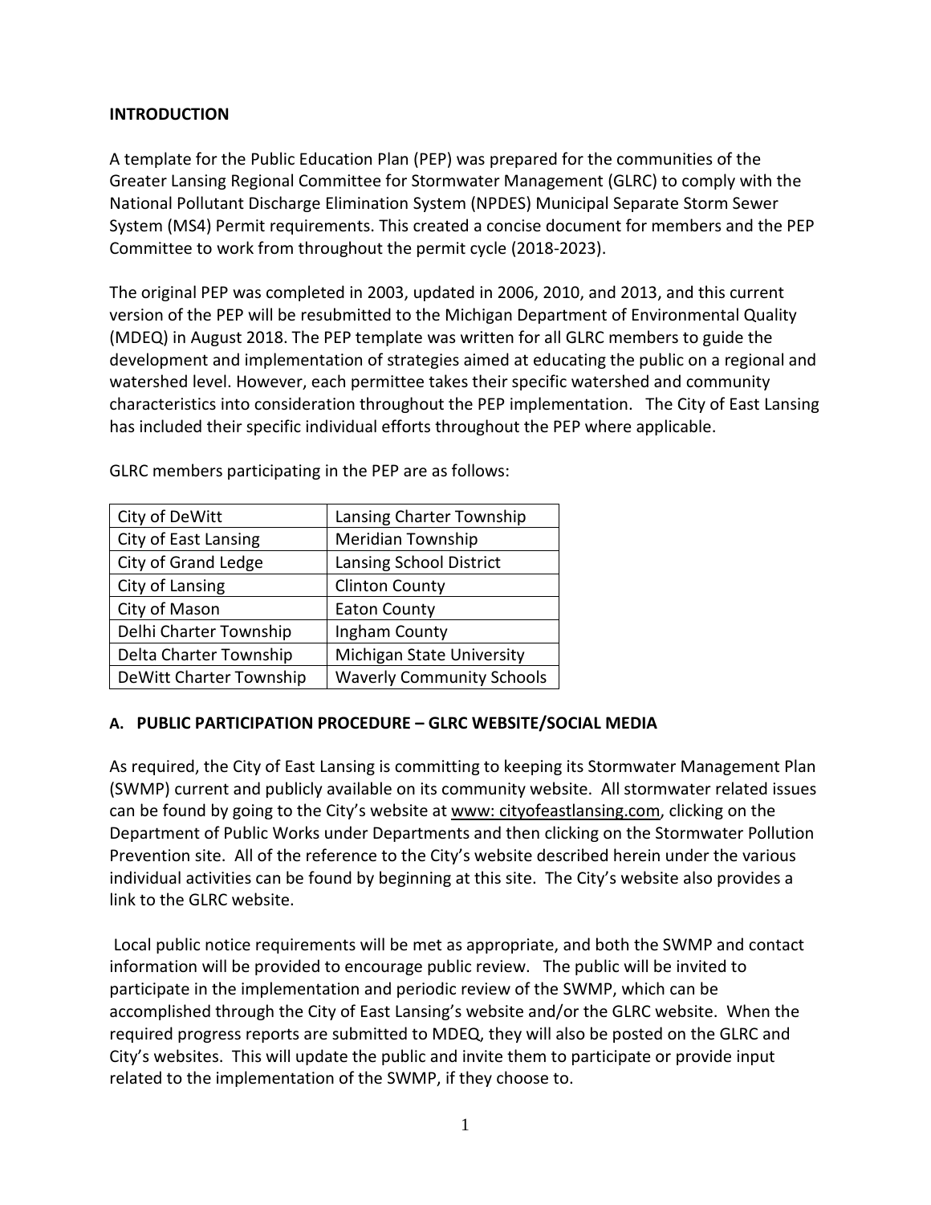## INTRODUCTION

A template for the Public Education Plan (PEP) was prepared for the communities of the Greater Lansing Regional Committee for Stormwater Management (GLRC) to comply with the National Pollutant Discharge Elimination System (NPDES) Municipal Separate Storm Sewer System (MS4) Permit requirements. This created a concise document for members and the PEP Committee to work from throughout the permit cycle (2018-2023).

The original PEP was completed in 2003, updated in 2006, 2010, and 2013, and this current version of the PEP will be resubmitted to the Michigan Department of Environmental Quality (MDEQ) in August 2018. The PEP template was written for all GLRC members to guide the development and implementation of strategies aimed at educating the public on a regional and watershed level. However, each permittee takes their specific watershed and community characteristics into consideration throughout the PEP implementation. The City of East Lansing has included their specific individual efforts throughout the PEP where applicable.

GLRC members participating in the PEP are as follows:

| | |
|---|---|
| City of DeWitt | Lansing Charter Township |
| City of East Lansing | Meridian Township |
| City of Grand Ledge | Lansing School District |
| City of Lansing | Clinton County |
| City of Mason | Eaton County |
| Delhi Charter Township | Ingham County |
| Delta Charter Township | Michigan State University |
| DeWitt Charter Township | Waverly Community Schools |

### A. PUBLIC PARTICIPATION PROCEDURE – GLRC WEBSITE/SOCIAL MEDIA

As required, the City of East Lansing is committing to keeping its Stormwater Management Plan (SWMP) current and publicly available on its community website. All stormwater related issues can be found by going to the City's website at www: cityofeastlansing.com, clicking on the Department of Public Works under Departments and then clicking on the Stormwater Pollution Prevention site. All of the reference to the City's website described herein under the various individual activities can be found by beginning at this site. The City's website also provides a link to the GLRC website.

Local public notice requirements will be met as appropriate, and both the SWMP and contact information will be provided to encourage public review. The public will be invited to participate in the implementation and periodic review of the SWMP, which can be accomplished through the City of East Lansing's website and/or the GLRC website. When the required progress reports are submitted to MDEQ, they will also be posted on the GLRC and City's websites. This will update the public and invite them to participate or provide input related to the implementation of the SWMP, if they choose to.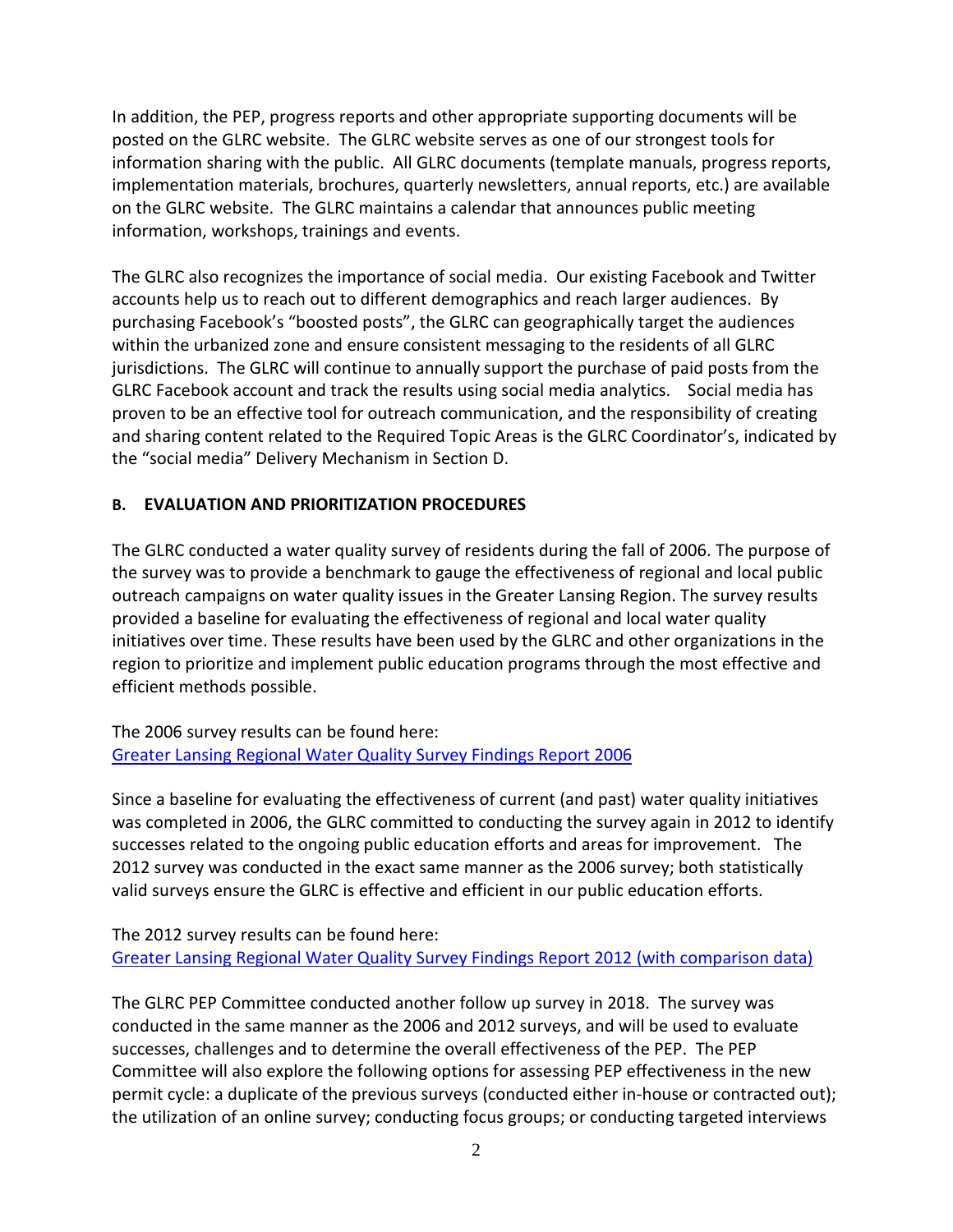In addition, the PEP, progress reports and other appropriate supporting documents will be posted on the GLRC website. The GLRC website serves as one of our strongest tools for information sharing with the public. All GLRC documents (template manuals, progress reports, implementation materials, brochures, quarterly newsletters, annual reports, etc.) are available on the GLRC website. The GLRC maintains a calendar that announces public meeting information, workshops, trainings and events.

The GLRC also recognizes the importance of social media. Our existing Facebook and Twitter accounts help us to reach out to different demographics and reach larger audiences. By purchasing Facebook's "boosted posts", the GLRC can geographically target the audiences within the urbanized zone and ensure consistent messaging to the residents of all GLRC jurisdictions. The GLRC will continue to annually support the purchase of paid posts from the GLRC Facebook account and track the results using social media analytics. Social media has proven to be an effective tool for outreach communication, and the responsibility of creating and sharing content related to the Required Topic Areas is the GLRC Coordinator's, indicated by the "social media" Delivery Mechanism in Section D.

### B. EVALUATION AND PRIORITIZATION PROCEDURES

The GLRC conducted a water quality survey of residents during the fall of 2006. The purpose of the survey was to provide a benchmark to gauge the effectiveness of regional and local public outreach campaigns on water quality issues in the Greater Lansing Region. The survey results provided a baseline for evaluating the effectiveness of regional and local water quality initiatives over time. These results have been used by the GLRC and other organizations in the region to prioritize and implement public education programs through the most effective and efficient methods possible.

The 2006 survey results can be found here:
Greater Lansing Regional Water Quality Survey Findings Report 2006

Since a baseline for evaluating the effectiveness of current (and past) water quality initiatives was completed in 2006, the GLRC committed to conducting the survey again in 2012 to identify successes related to the ongoing public education efforts and areas for improvement. The 2012 survey was conducted in the exact same manner as the 2006 survey; both statistically valid surveys ensure the GLRC is effective and efficient in our public education efforts.

The 2012 survey results can be found here:
Greater Lansing Regional Water Quality Survey Findings Report 2012 (with comparison data)

The GLRC PEP Committee conducted another follow up survey in 2018. The survey was conducted in the same manner as the 2006 and 2012 surveys, and will be used to evaluate successes, challenges and to determine the overall effectiveness of the PEP. The PEP Committee will also explore the following options for assessing PEP effectiveness in the new permit cycle: a duplicate of the previous surveys (conducted either in-house or contracted out); the utilization of an online survey; conducting focus groups; or conducting targeted interviews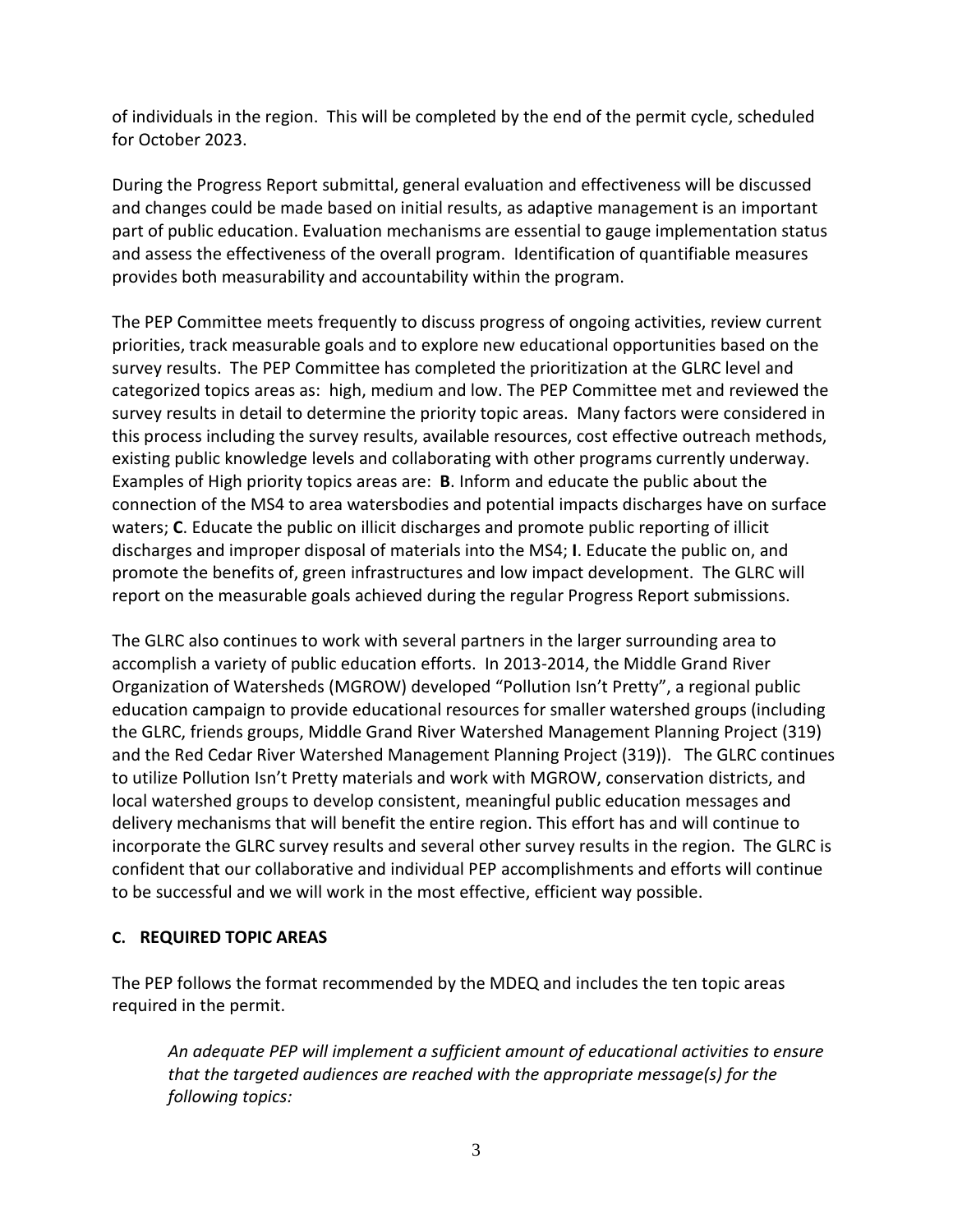of individuals in the region. This will be completed by the end of the permit cycle, scheduled for October 2023.

During the Progress Report submittal, general evaluation and effectiveness will be discussed and changes could be made based on initial results, as adaptive management is an important part of public education. Evaluation mechanisms are essential to gauge implementation status and assess the effectiveness of the overall program. Identification of quantifiable measures provides both measurability and accountability within the program.

The PEP Committee meets frequently to discuss progress of ongoing activities, review current priorities, track measurable goals and to explore new educational opportunities based on the survey results. The PEP Committee has completed the prioritization at the GLRC level and categorized topics areas as: high, medium and low. The PEP Committee met and reviewed the survey results in detail to determine the priority topic areas. Many factors were considered in this process including the survey results, available resources, cost effective outreach methods, existing public knowledge levels and collaborating with other programs currently underway. Examples of High priority topics areas are: **B**. Inform and educate the public about the connection of the MS4 to area watersbodies and potential impacts discharges have on surface waters; **C**. Educate the public on illicit discharges and promote public reporting of illicit discharges and improper disposal of materials into the MS4; **I**. Educate the public on, and promote the benefits of, green infrastructures and low impact development. The GLRC will report on the measurable goals achieved during the regular Progress Report submissions.

The GLRC also continues to work with several partners in the larger surrounding area to accomplish a variety of public education efforts. In 2013-2014, the Middle Grand River Organization of Watersheds (MGROW) developed "Pollution Isn't Pretty", a regional public education campaign to provide educational resources for smaller watershed groups (including the GLRC, friends groups, Middle Grand River Watershed Management Planning Project (319) and the Red Cedar River Watershed Management Planning Project (319)). The GLRC continues to utilize Pollution Isn't Pretty materials and work with MGROW, conservation districts, and local watershed groups to develop consistent, meaningful public education messages and delivery mechanisms that will benefit the entire region. This effort has and will continue to incorporate the GLRC survey results and several other survey results in the region. The GLRC is confident that our collaborative and individual PEP accomplishments and efforts will continue to be successful and we will work in the most effective, efficient way possible.

## C. REQUIRED TOPIC AREAS

The PEP follows the format recommended by the MDEQ and includes the ten topic areas required in the permit.

> *An adequate PEP will implement a sufficient amount of educational activities to ensure that the targeted audiences are reached with the appropriate message(s) for the following topics:*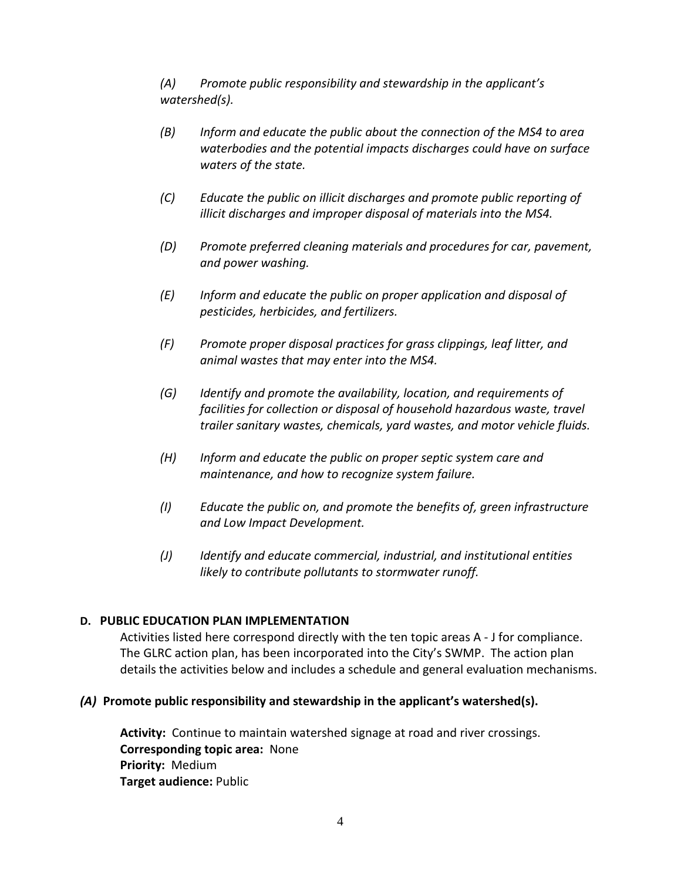*(A) Promote public responsibility and stewardship in the applicant's watershed(s).*

*(B) Inform and educate the public about the connection of the MS4 to area waterbodies and the potential impacts discharges could have on surface waters of the state.*

*(C) Educate the public on illicit discharges and promote public reporting of illicit discharges and improper disposal of materials into the MS4.*

*(D) Promote preferred cleaning materials and procedures for car, pavement, and power washing.*

*(E) Inform and educate the public on proper application and disposal of pesticides, herbicides, and fertilizers.*

*(F) Promote proper disposal practices for grass clippings, leaf litter, and animal wastes that may enter into the MS4.*

*(G) Identify and promote the availability, location, and requirements of facilities for collection or disposal of household hazardous waste, travel trailer sanitary wastes, chemicals, yard wastes, and motor vehicle fluids.*

*(H) Inform and educate the public on proper septic system care and maintenance, and how to recognize system failure.*

*(I) Educate the public on, and promote the benefits of, green infrastructure and Low Impact Development.*

*(J) Identify and educate commercial, industrial, and institutional entities likely to contribute pollutants to stormwater runoff.*

## D. PUBLIC EDUCATION PLAN IMPLEMENTATION

Activities listed here correspond directly with the ten topic areas A - J for compliance. The GLRC action plan, has been incorporated into the City's SWMP. The action plan details the activities below and includes a schedule and general evaluation mechanisms.

### *(A)* Promote public responsibility and stewardship in the applicant's watershed(s).

**Activity:** Continue to maintain watershed signage at road and river crossings.
**Corresponding topic area:** None
**Priority:** Medium
**Target audience:** Public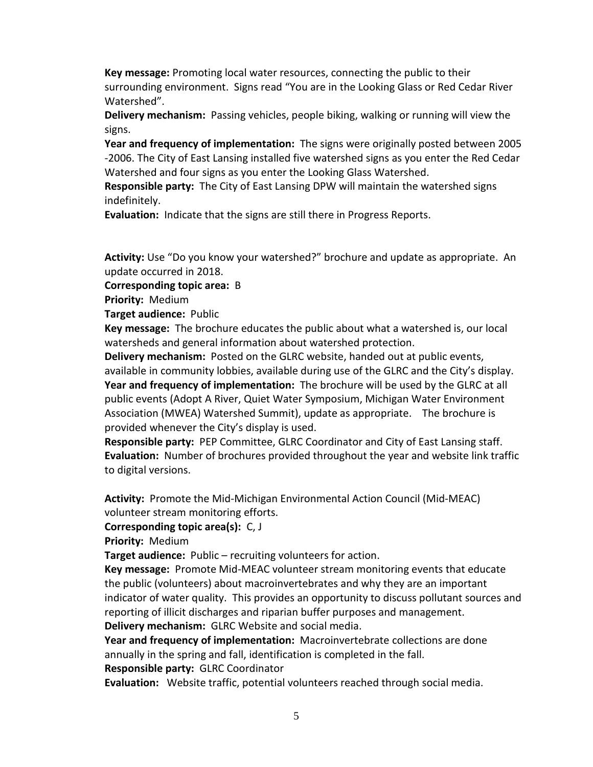**Key message:** Promoting local water resources, connecting the public to their surrounding environment. Signs read "You are in the Looking Glass or Red Cedar River Watershed".

**Delivery mechanism:** Passing vehicles, people biking, walking or running will view the signs.

**Year and frequency of implementation:** The signs were originally posted between 2005 -2006. The City of East Lansing installed five watershed signs as you enter the Red Cedar Watershed and four signs as you enter the Looking Glass Watershed.

**Responsible party:** The City of East Lansing DPW will maintain the watershed signs indefinitely.

**Evaluation:** Indicate that the signs are still there in Progress Reports.

**Activity:** Use "Do you know your watershed?" brochure and update as appropriate. An update occurred in 2018.

**Corresponding topic area:** B

**Priority:** Medium

**Target audience:** Public

**Key message:** The brochure educates the public about what a watershed is, our local watersheds and general information about watershed protection.

**Delivery mechanism:** Posted on the GLRC website, handed out at public events, available in community lobbies, available during use of the GLRC and the City's display.

**Year and frequency of implementation:** The brochure will be used by the GLRC at all public events (Adopt A River, Quiet Water Symposium, Michigan Water Environment Association (MWEA) Watershed Summit), update as appropriate. The brochure is provided whenever the City's display is used.

**Responsible party:** PEP Committee, GLRC Coordinator and City of East Lansing staff.

**Evaluation:** Number of brochures provided throughout the year and website link traffic to digital versions.

**Activity:** Promote the Mid-Michigan Environmental Action Council (Mid-MEAC) volunteer stream monitoring efforts.

**Corresponding topic area(s):** C, J

**Priority:** Medium

**Target audience:** Public – recruiting volunteers for action.

**Key message:** Promote Mid-MEAC volunteer stream monitoring events that educate the public (volunteers) about macroinvertebrates and why they are an important indicator of water quality. This provides an opportunity to discuss pollutant sources and reporting of illicit discharges and riparian buffer purposes and management.

**Delivery mechanism:** GLRC Website and social media.

**Year and frequency of implementation:** Macroinvertebrate collections are done annually in the spring and fall, identification is completed in the fall.

**Responsible party:** GLRC Coordinator

**Evaluation:** Website traffic, potential volunteers reached through social media.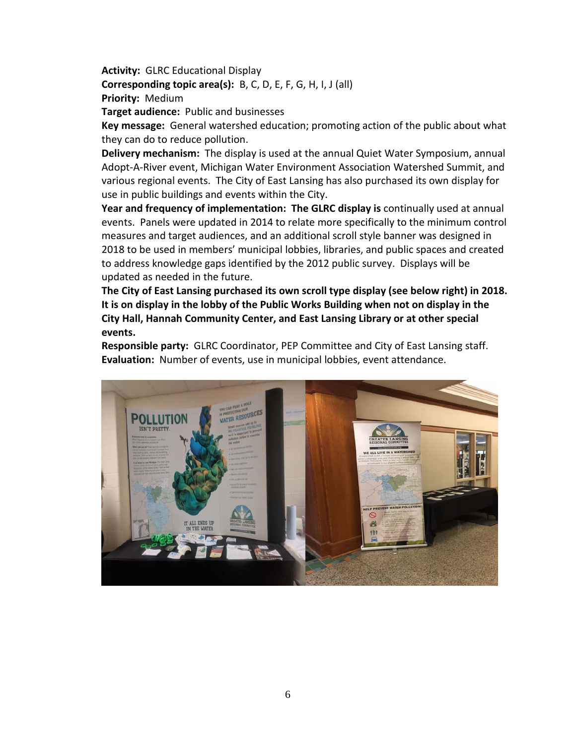**Activity:** GLRC Educational Display
**Corresponding topic area(s):** B, C, D, E, F, G, H, I, J (all)
**Priority:** Medium
**Target audience:** Public and businesses
**Key message:** General watershed education; promoting action of the public about what they can do to reduce pollution.
**Delivery mechanism:** The display is used at the annual Quiet Water Symposium, annual Adopt-A-River event, Michigan Water Environment Association Watershed Summit, and various regional events. The City of East Lansing has also purchased its own display for use in public buildings and events within the City.
**Year and frequency of implementation: The GLRC display is** continually used at annual events. Panels were updated in 2014 to relate more specifically to the minimum control measures and target audiences, and an additional scroll style banner was designed in 2018 to be used in members' municipal lobbies, libraries, and public spaces and created to address knowledge gaps identified by the 2012 public survey. Displays will be updated as needed in the future.
**The City of East Lansing purchased its own scroll type display (see below right) in 2018. It is on display in the lobby of the Public Works Building when not on display in the City Hall, Hannah Community Center, and East Lansing Library or at other special events.**
**Responsible party:** GLRC Coordinator, PEP Committee and City of East Lansing staff.
**Evaluation:** Number of events, use in municipal lobbies, event attendance.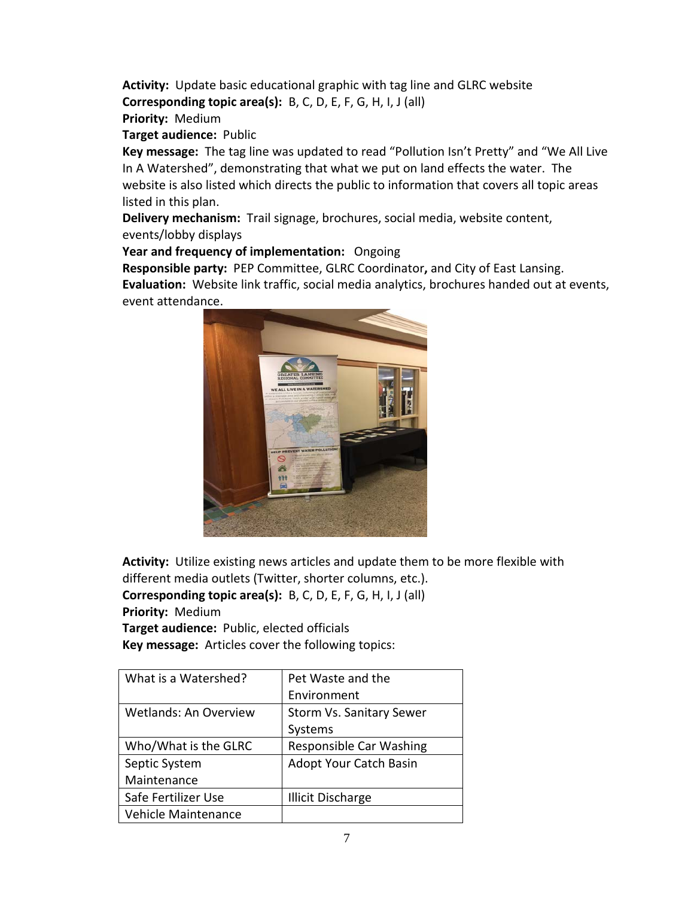**Activity:** Update basic educational graphic with tag line and GLRC website

**Corresponding topic area(s):** B, C, D, E, F, G, H, I, J (all)

**Priority:** Medium

**Target audience:** Public

**Key message:** The tag line was updated to read "Pollution Isn't Pretty" and "We All Live In A Watershed", demonstrating that what we put on land effects the water. The website is also listed which directs the public to information that covers all topic areas listed in this plan.

**Delivery mechanism:** Trail signage, brochures, social media, website content, events/lobby displays

**Year and frequency of implementation:** Ongoing

**Responsible party:** PEP Committee, GLRC Coordinator**,** and City of East Lansing.

**Evaluation:** Website link traffic, social media analytics, brochures handed out at events, event attendance.

**Activity:** Utilize existing news articles and update them to be more flexible with different media outlets (Twitter, shorter columns, etc.).

**Corresponding topic area(s):** B, C, D, E, F, G, H, I, J (all)

**Priority:** Medium

**Target audience:** Public, elected officials

**Key message:** Articles cover the following topics:

| | |
|---|---|
| What is a Watershed? | Pet Waste and the Environment |
| Wetlands: An Overview | Storm Vs. Sanitary Sewer Systems |
| Who/What is the GLRC | Responsible Car Washing |
| Septic System Maintenance | Adopt Your Catch Basin |
| Safe Fertilizer Use | Illicit Discharge |
| Vehicle Maintenance | |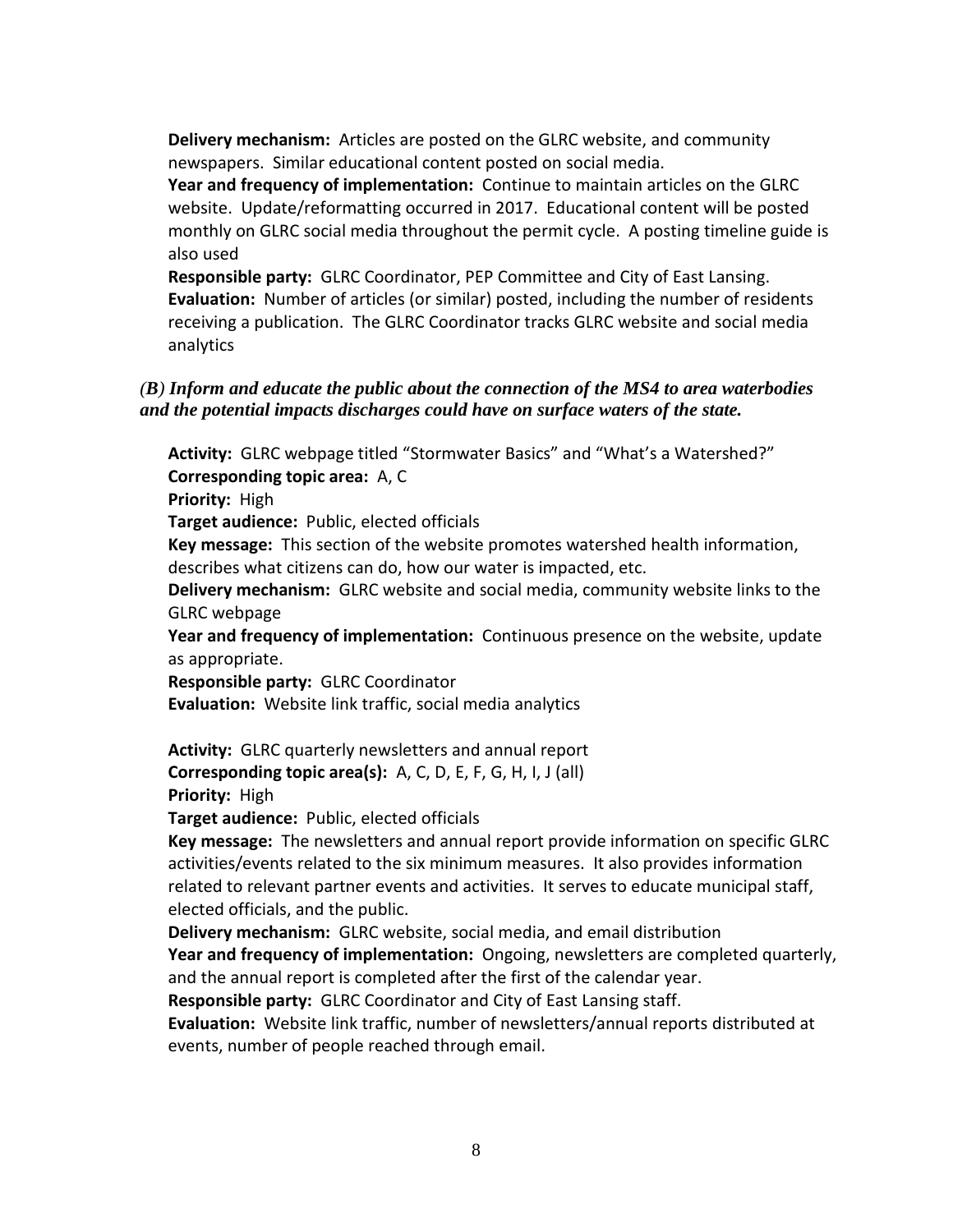**Delivery mechanism:** Articles are posted on the GLRC website, and community newspapers. Similar educational content posted on social media.
**Year and frequency of implementation:** Continue to maintain articles on the GLRC website. Update/reformatting occurred in 2017. Educational content will be posted monthly on GLRC social media throughout the permit cycle. A posting timeline guide is also used
**Responsible party:** GLRC Coordinator, PEP Committee and City of East Lansing.
**Evaluation:** Number of articles (or similar) posted, including the number of residents receiving a publication. The GLRC Coordinator tracks GLRC website and social media analytics

***(B) Inform and educate the public about the connection of the MS4 to area waterbodies and the potential impacts discharges could have on surface waters of the state.***

**Activity:** GLRC webpage titled "Stormwater Basics" and "What's a Watershed?"
**Corresponding topic area:** A, C
**Priority:** High
**Target audience:** Public, elected officials
**Key message:** This section of the website promotes watershed health information, describes what citizens can do, how our water is impacted, etc.
**Delivery mechanism:** GLRC website and social media, community website links to the GLRC webpage
**Year and frequency of implementation:** Continuous presence on the website, update as appropriate.
**Responsible party:** GLRC Coordinator
**Evaluation:** Website link traffic, social media analytics

**Activity:** GLRC quarterly newsletters and annual report
**Corresponding topic area(s):** A, C, D, E, F, G, H, I, J (all)
**Priority:** High
**Target audience:** Public, elected officials
**Key message:** The newsletters and annual report provide information on specific GLRC activities/events related to the six minimum measures. It also provides information related to relevant partner events and activities. It serves to educate municipal staff, elected officials, and the public.
**Delivery mechanism:** GLRC website, social media, and email distribution
**Year and frequency of implementation:** Ongoing, newsletters are completed quarterly, and the annual report is completed after the first of the calendar year.
**Responsible party:** GLRC Coordinator and City of East Lansing staff.
**Evaluation:** Website link traffic, number of newsletters/annual reports distributed at events, number of people reached through email.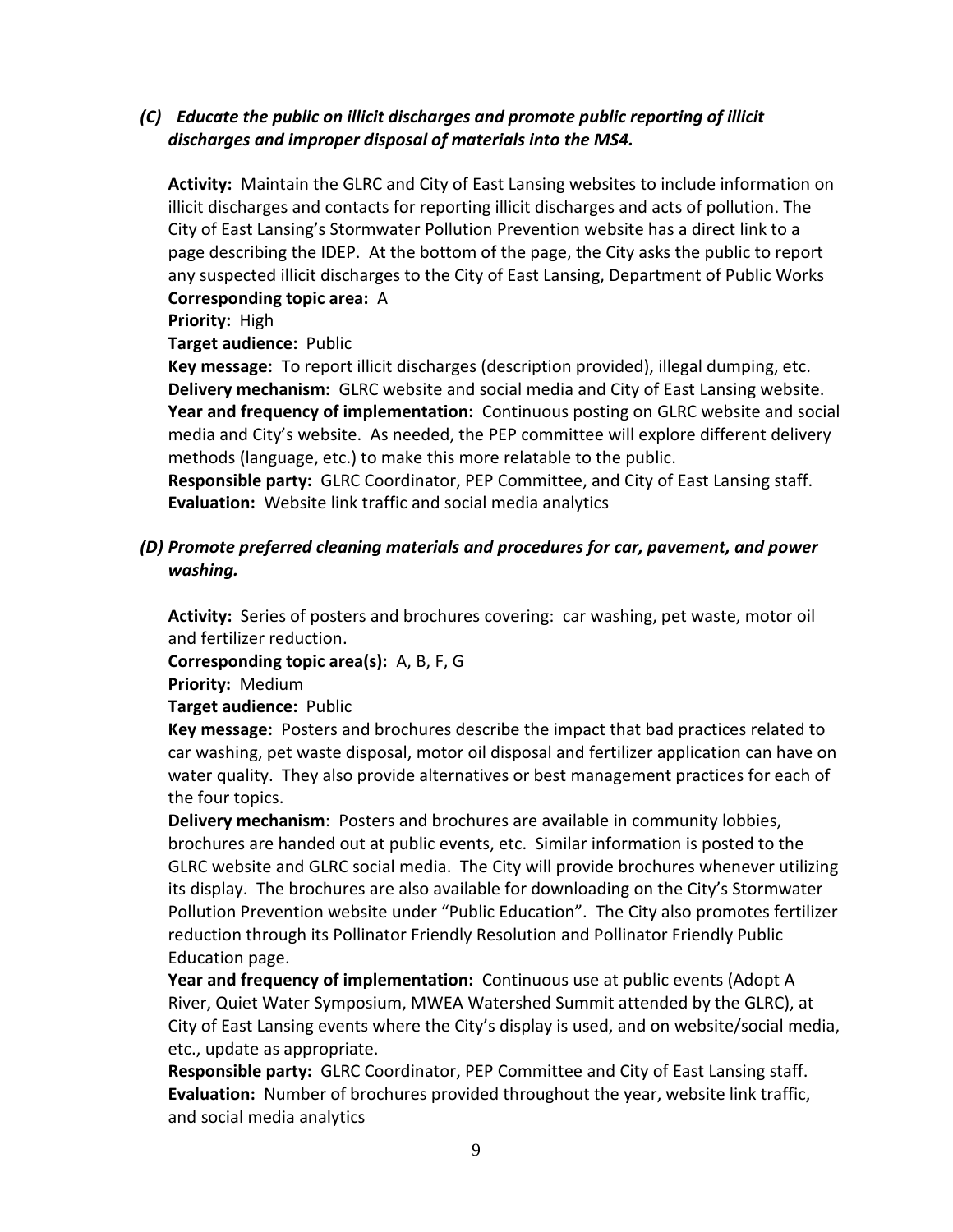*(C)* ***Educate the public on illicit discharges and promote public reporting of illicit discharges and improper disposal of materials into the MS4.***

**Activity:** Maintain the GLRC and City of East Lansing websites to include information on illicit discharges and contacts for reporting illicit discharges and acts of pollution. The City of East Lansing's Stormwater Pollution Prevention website has a direct link to a page describing the IDEP. At the bottom of the page, the City asks the public to report any suspected illicit discharges to the City of East Lansing, Department of Public Works
**Corresponding topic area:** A
**Priority:** High
**Target audience:** Public
**Key message:** To report illicit discharges (description provided), illegal dumping, etc.
**Delivery mechanism:** GLRC website and social media and City of East Lansing website.
**Year and frequency of implementation:** Continuous posting on GLRC website and social media and City's website. As needed, the PEP committee will explore different delivery methods (language, etc.) to make this more relatable to the public.
**Responsible party:** GLRC Coordinator, PEP Committee, and City of East Lansing staff.
**Evaluation:** Website link traffic and social media analytics

***(D) Promote preferred cleaning materials and procedures for car, pavement, and power washing.***

**Activity:** Series of posters and brochures covering: car washing, pet waste, motor oil and fertilizer reduction.
**Corresponding topic area(s):** A, B, F, G
**Priority:** Medium
**Target audience:** Public
**Key message:** Posters and brochures describe the impact that bad practices related to car washing, pet waste disposal, motor oil disposal and fertilizer application can have on water quality. They also provide alternatives or best management practices for each of the four topics.
**Delivery mechanism**: Posters and brochures are available in community lobbies, brochures are handed out at public events, etc. Similar information is posted to the GLRC website and GLRC social media. The City will provide brochures whenever utilizing its display. The brochures are also available for downloading on the City's Stormwater Pollution Prevention website under "Public Education". The City also promotes fertilizer reduction through its Pollinator Friendly Resolution and Pollinator Friendly Public Education page.
**Year and frequency of implementation:** Continuous use at public events (Adopt A River, Quiet Water Symposium, MWEA Watershed Summit attended by the GLRC), at City of East Lansing events where the City's display is used, and on website/social media, etc., update as appropriate.
**Responsible party:** GLRC Coordinator, PEP Committee and City of East Lansing staff.
**Evaluation:** Number of brochures provided throughout the year, website link traffic, and social media analytics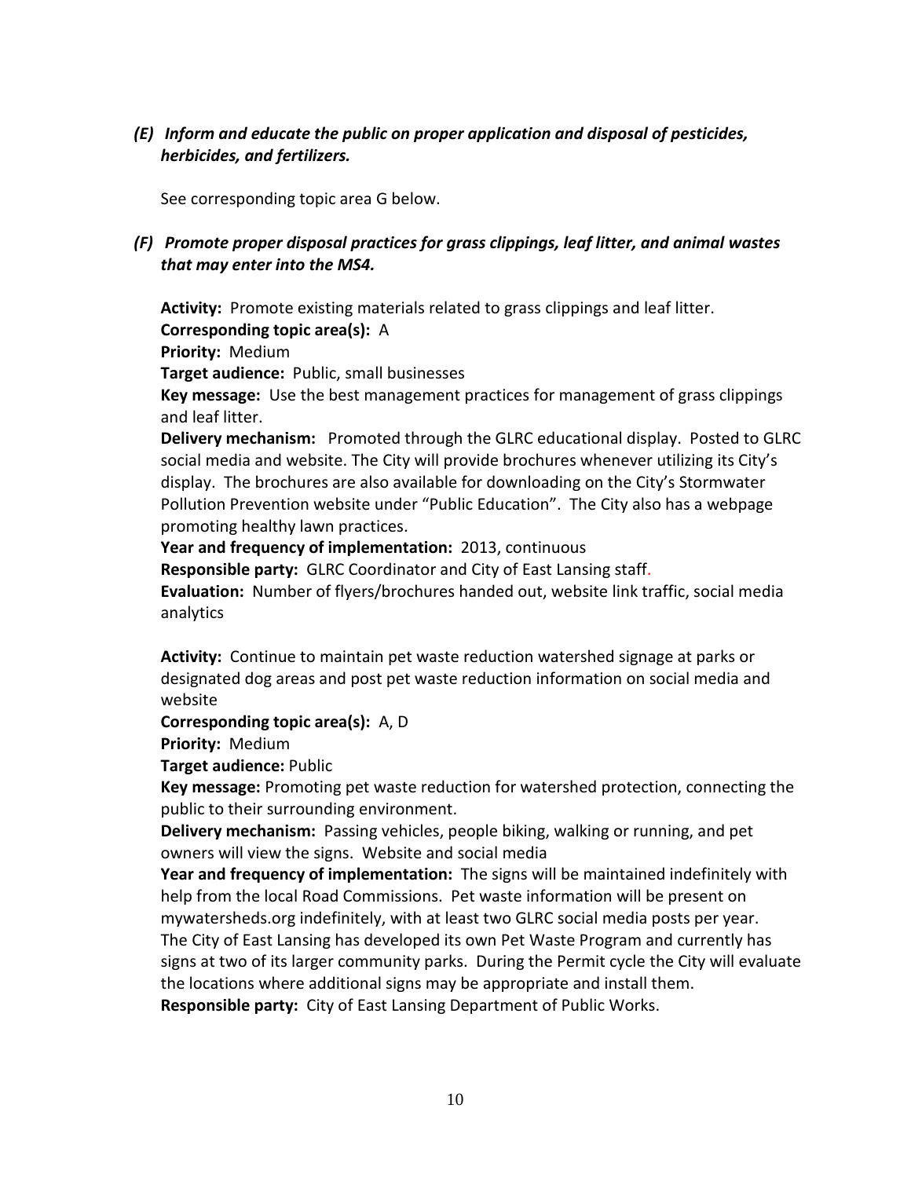### *(E) Inform and educate the public on proper application and disposal of pesticides, herbicides, and fertilizers.*

See corresponding topic area G below.

### *(F) Promote proper disposal practices for grass clippings, leaf litter, and animal wastes that may enter into the MS4.*

**Activity:** Promote existing materials related to grass clippings and leaf litter.
**Corresponding topic area(s):** A
**Priority:** Medium
**Target audience:** Public, small businesses
**Key message:** Use the best management practices for management of grass clippings and leaf litter.
**Delivery mechanism:** Promoted through the GLRC educational display. Posted to GLRC social media and website. The City will provide brochures whenever utilizing its City's display. The brochures are also available for downloading on the City's Stormwater Pollution Prevention website under "Public Education". The City also has a webpage promoting healthy lawn practices.
**Year and frequency of implementation:** 2013, continuous
**Responsible party:** GLRC Coordinator and City of East Lansing staff.
**Evaluation:** Number of flyers/brochures handed out, website link traffic, social media analytics

**Activity:** Continue to maintain pet waste reduction watershed signage at parks or designated dog areas and post pet waste reduction information on social media and website
**Corresponding topic area(s):** A, D
**Priority:** Medium
**Target audience:** Public
**Key message:** Promoting pet waste reduction for watershed protection, connecting the public to their surrounding environment.
**Delivery mechanism:** Passing vehicles, people biking, walking or running, and pet owners will view the signs. Website and social media
**Year and frequency of implementation:** The signs will be maintained indefinitely with help from the local Road Commissions. Pet waste information will be present on mywatersheds.org indefinitely, with at least two GLRC social media posts per year. The City of East Lansing has developed its own Pet Waste Program and currently has signs at two of its larger community parks. During the Permit cycle the City will evaluate the locations where additional signs may be appropriate and install them.
**Responsible party:** City of East Lansing Department of Public Works.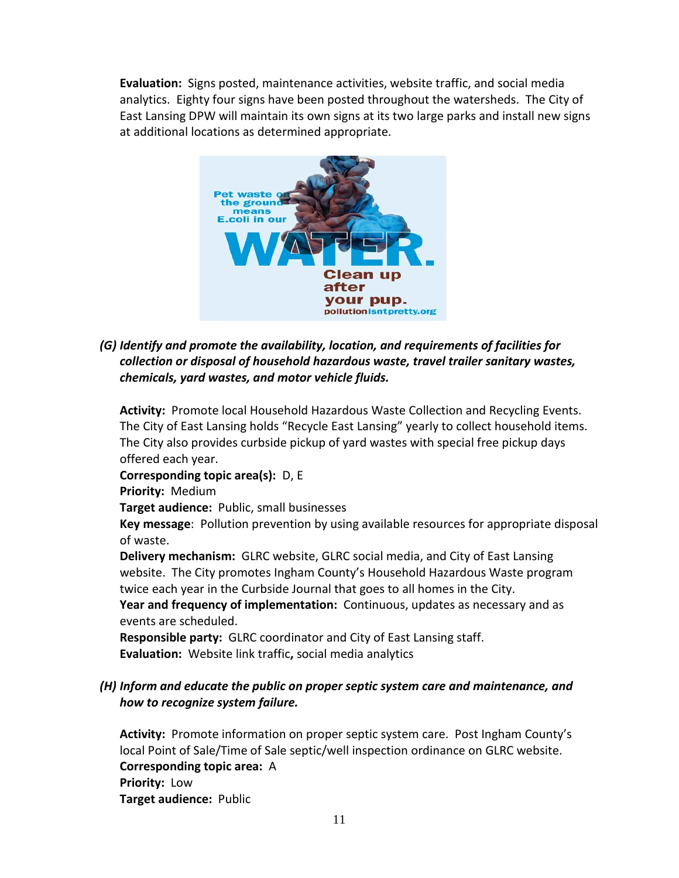**Evaluation:** Signs posted, maintenance activities, website traffic, and social media analytics. Eighty four signs have been posted throughout the watersheds. The City of East Lansing DPW will maintain its own signs at its two large parks and install new signs at additional locations as determined appropriate.

*(G) Identify and promote the availability, location, and requirements of facilities for collection or disposal of household hazardous waste, travel trailer sanitary wastes, chemicals, yard wastes, and motor vehicle fluids.*

**Activity:** Promote local Household Hazardous Waste Collection and Recycling Events. The City of East Lansing holds "Recycle East Lansing" yearly to collect household items. The City also provides curbside pickup of yard wastes with special free pickup days offered each year.
**Corresponding topic area(s):** D, E
**Priority:** Medium
**Target audience:** Public, small businesses
**Key message**: Pollution prevention by using available resources for appropriate disposal of waste.
**Delivery mechanism:** GLRC website, GLRC social media, and City of East Lansing website. The City promotes Ingham County's Household Hazardous Waste program twice each year in the Curbside Journal that goes to all homes in the City.
**Year and frequency of implementation:** Continuous, updates as necessary and as events are scheduled.
**Responsible party:** GLRC coordinator and City of East Lansing staff.
**Evaluation:** Website link traffic**,** social media analytics

*(H) Inform and educate the public on proper septic system care and maintenance, and how to recognize system failure.*

**Activity:** Promote information on proper septic system care. Post Ingham County's local Point of Sale/Time of Sale septic/well inspection ordinance on GLRC website.
**Corresponding topic area:** A
**Priority:** Low
**Target audience:** Public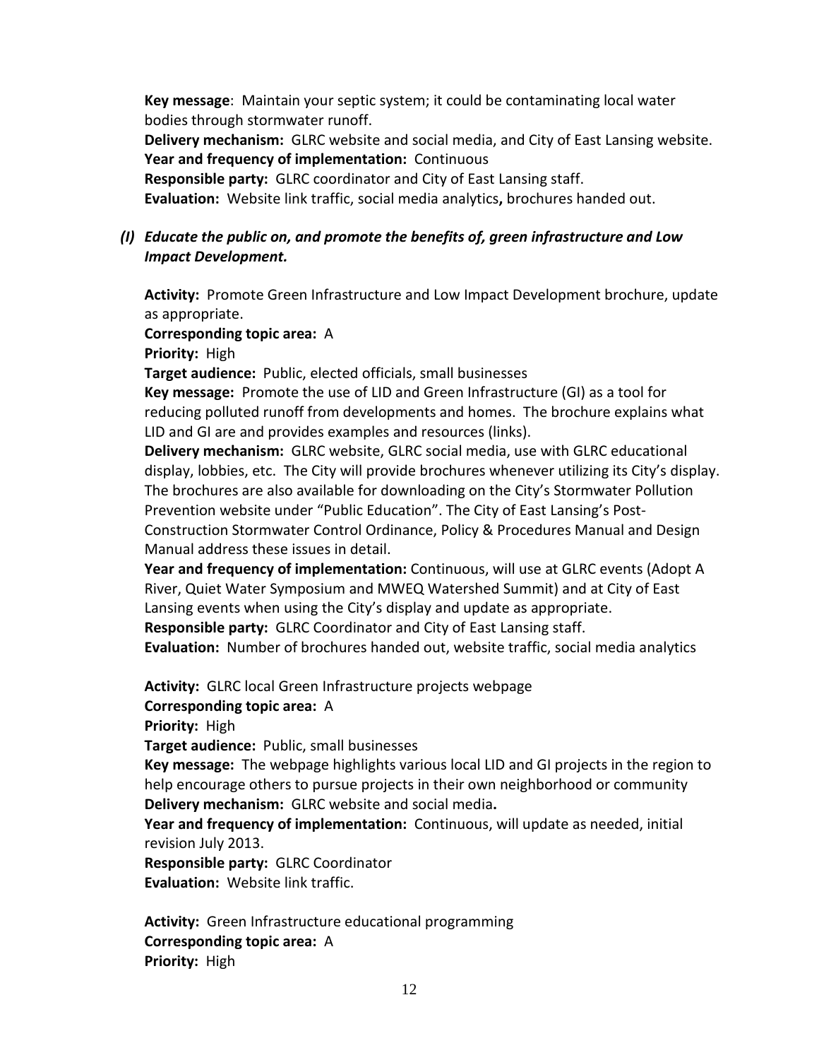**Key message**: Maintain your septic system; it could be contaminating local water bodies through stormwater runoff.
**Delivery mechanism:** GLRC website and social media, and City of East Lansing website.
**Year and frequency of implementation:** Continuous
**Responsible party:** GLRC coordinator and City of East Lansing staff.
**Evaluation:** Website link traffic, social media analytics**,** brochures handed out.

### *(I) Educate the public on, and promote the benefits of, green infrastructure and Low Impact Development.*

**Activity:** Promote Green Infrastructure and Low Impact Development brochure, update as appropriate.
**Corresponding topic area:** A
**Priority:** High
**Target audience:** Public, elected officials, small businesses
**Key message:** Promote the use of LID and Green Infrastructure (GI) as a tool for reducing polluted runoff from developments and homes. The brochure explains what LID and GI are and provides examples and resources (links).
**Delivery mechanism:** GLRC website, GLRC social media, use with GLRC educational display, lobbies, etc. The City will provide brochures whenever utilizing its City's display. The brochures are also available for downloading on the City's Stormwater Pollution Prevention website under "Public Education". The City of East Lansing's Post-Construction Stormwater Control Ordinance, Policy & Procedures Manual and Design Manual address these issues in detail.
**Year and frequency of implementation:** Continuous, will use at GLRC events (Adopt A River, Quiet Water Symposium and MWEQ Watershed Summit) and at City of East Lansing events when using the City's display and update as appropriate.
**Responsible party:** GLRC Coordinator and City of East Lansing staff.
**Evaluation:** Number of brochures handed out, website traffic, social media analytics

**Activity:** GLRC local Green Infrastructure projects webpage
**Corresponding topic area:** A
**Priority:** High
**Target audience:** Public, small businesses
**Key message:** The webpage highlights various local LID and GI projects in the region to help encourage others to pursue projects in their own neighborhood or community
**Delivery mechanism:** GLRC website and social media**.**
**Year and frequency of implementation:** Continuous, will update as needed, initial revision July 2013.
**Responsible party:** GLRC Coordinator
**Evaluation:** Website link traffic.

**Activity:** Green Infrastructure educational programming
**Corresponding topic area:** A
**Priority:** High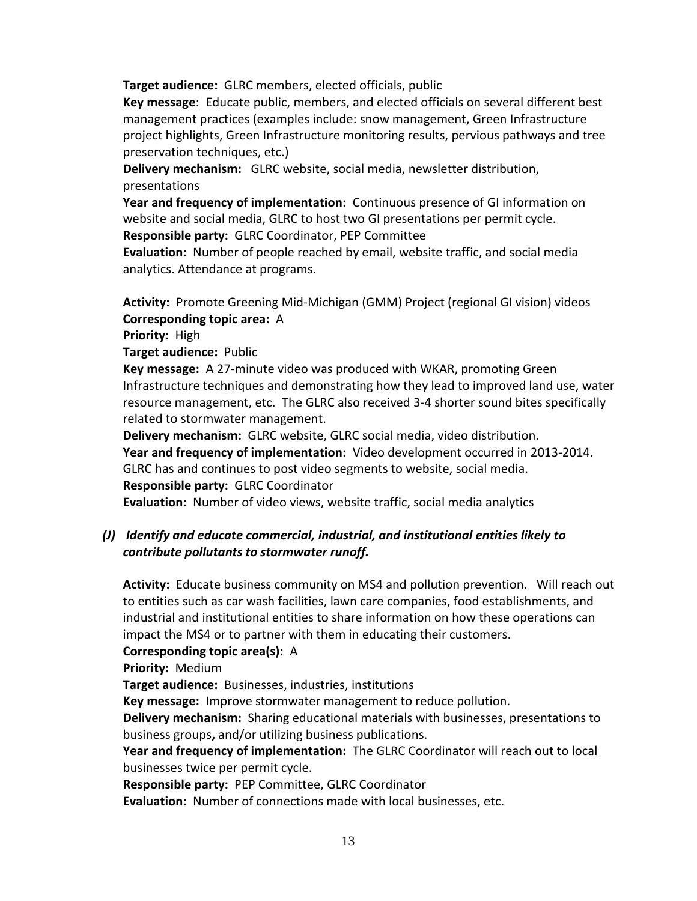**Target audience:** GLRC members, elected officials, public
**Key message**: Educate public, members, and elected officials on several different best management practices (examples include: snow management, Green Infrastructure project highlights, Green Infrastructure monitoring results, pervious pathways and tree preservation techniques, etc.)
**Delivery mechanism:** GLRC website, social media, newsletter distribution, presentations
**Year and frequency of implementation:** Continuous presence of GI information on website and social media, GLRC to host two GI presentations per permit cycle.
**Responsible party:** GLRC Coordinator, PEP Committee
**Evaluation:** Number of people reached by email, website traffic, and social media analytics. Attendance at programs.

**Activity:** Promote Greening Mid-Michigan (GMM) Project (regional GI vision) videos
**Corresponding topic area:** A
**Priority:** High
**Target audience:** Public
**Key message:** A 27-minute video was produced with WKAR, promoting Green Infrastructure techniques and demonstrating how they lead to improved land use, water resource management, etc. The GLRC also received 3-4 shorter sound bites specifically related to stormwater management.
**Delivery mechanism:** GLRC website, GLRC social media, video distribution.
**Year and frequency of implementation:** Video development occurred in 2013-2014. GLRC has and continues to post video segments to website, social media.
**Responsible party:** GLRC Coordinator
**Evaluation:** Number of video views, website traffic, social media analytics

***(J) Identify and educate commercial, industrial, and institutional entities likely to contribute pollutants to stormwater runoff.***

**Activity:** Educate business community on MS4 and pollution prevention. Will reach out to entities such as car wash facilities, lawn care companies, food establishments, and industrial and institutional entities to share information on how these operations can impact the MS4 or to partner with them in educating their customers.
**Corresponding topic area(s):** A
**Priority:** Medium
**Target audience:** Businesses, industries, institutions
**Key message:** Improve stormwater management to reduce pollution.
**Delivery mechanism:** Sharing educational materials with businesses, presentations to business groups**,** and/or utilizing business publications.
**Year and frequency of implementation:** The GLRC Coordinator will reach out to local businesses twice per permit cycle.
**Responsible party:** PEP Committee, GLRC Coordinator
**Evaluation:** Number of connections made with local businesses, etc.